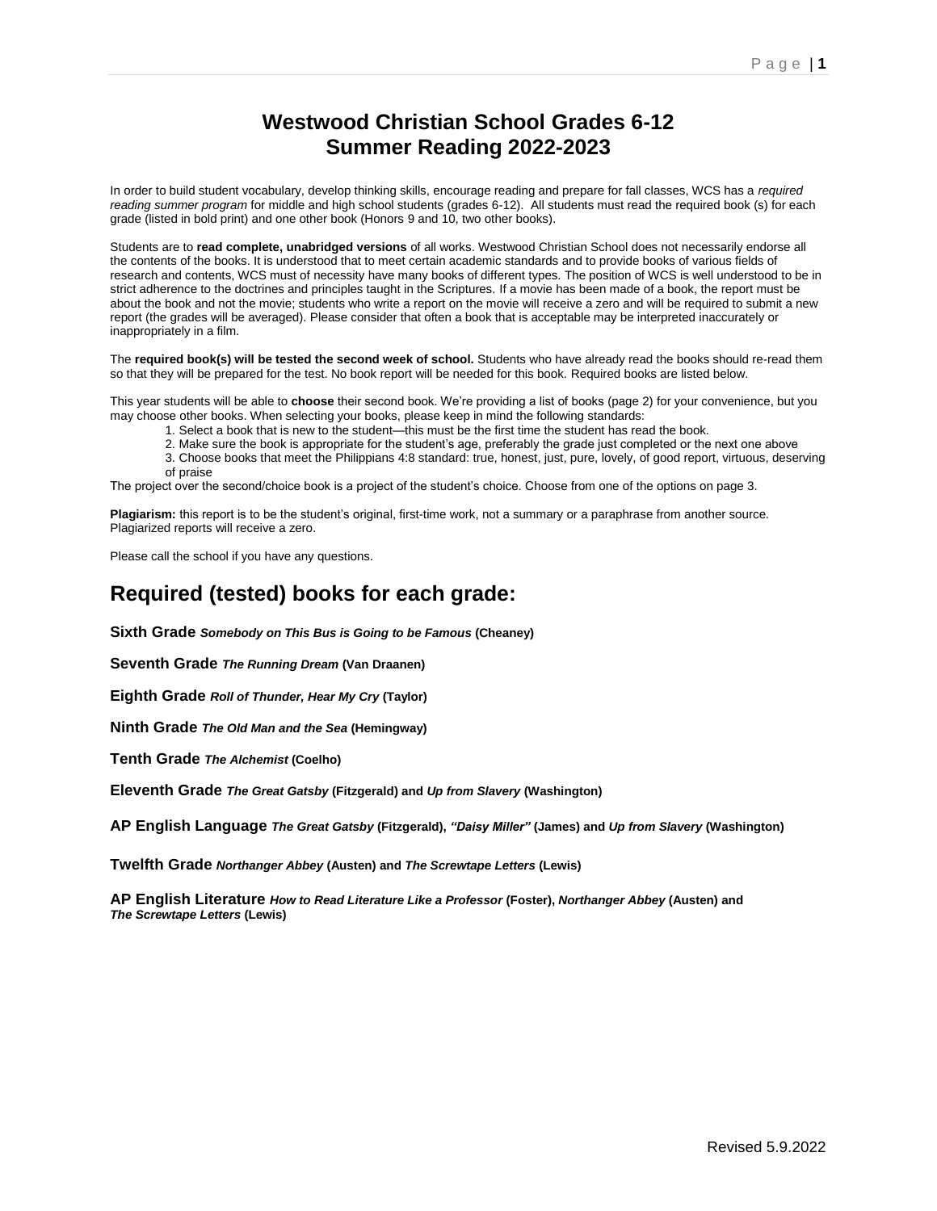# Westwood Christian School Grades 6-12
# Summer Reading 2022-2023

In order to build student vocabulary, develop thinking skills, encourage reading and prepare for fall classes, WCS has a *required reading summer program* for middle and high school students (grades 6-12). All students must read the required book (s) for each grade (listed in bold print) and one other book (Honors 9 and 10, two other books).

Students are to **read complete, unabridged versions** of all works. Westwood Christian School does not necessarily endorse all the contents of the books. It is understood that to meet certain academic standards and to provide books of various fields of research and contents, WCS must of necessity have many books of different types. The position of WCS is well understood to be in strict adherence to the doctrines and principles taught in the Scriptures. If a movie has been made of a book, the report must be about the book and not the movie; students who write a report on the movie will receive a zero and will be required to submit a new report (the grades will be averaged). Please consider that often a book that is acceptable may be interpreted inaccurately or inappropriately in a film.

The **required book(s) will be tested the second week of school.** Students who have already read the books should re-read them so that they will be prepared for the test. No book report will be needed for this book. Required books are listed below.

This year students will be able to **choose** their second book. We're providing a list of books (page 2) for your convenience, but you may choose other books. When selecting your books, please keep in mind the following standards:

1. Select a book that is new to the student—this must be the first time the student has read the book.
2. Make sure the book is appropriate for the student's age, preferably the grade just completed or the next one above
3. Choose books that meet the Philippians 4:8 standard: true, honest, just, pure, lovely, of good report, virtuous, deserving of praise

The project over the second/choice book is a project of the student's choice. Choose from one of the options on page 3.

**Plagiarism:** this report is to be the student's original, first-time work, not a summary or a paraphrase from another source. Plagiarized reports will receive a zero.

Please call the school if you have any questions.

## Required (tested) books for each grade:

**Sixth Grade** ***Somebody on This Bus is Going to be Famous*** **(Cheaney)**

**Seventh Grade** ***The Running Dream*** **(Van Draanen)**

**Eighth Grade** ***Roll of Thunder, Hear My Cry*** **(Taylor)**

**Ninth Grade** ***The Old Man and the Sea*** **(Hemingway)**

**Tenth Grade** ***The Alchemist*** **(Coelho)**

**Eleventh Grade** ***The Great Gatsby*** **(Fitzgerald) and** ***Up from Slavery*** **(Washington)**

**AP English Language** ***The Great Gatsby*** **(Fitzgerald),** ***"Daisy Miller"*** **(James) and** ***Up from Slavery*** **(Washington)**

**Twelfth Grade** ***Northanger Abbey*** **(Austen) and** ***The Screwtape Letters*** **(Lewis)**

**AP English Literature** ***How to Read Literature Like a Professor*** **(Foster),** ***Northanger Abbey*** **(Austen) and** ***The Screwtape Letters*** **(Lewis)**

Revised 5.9.2022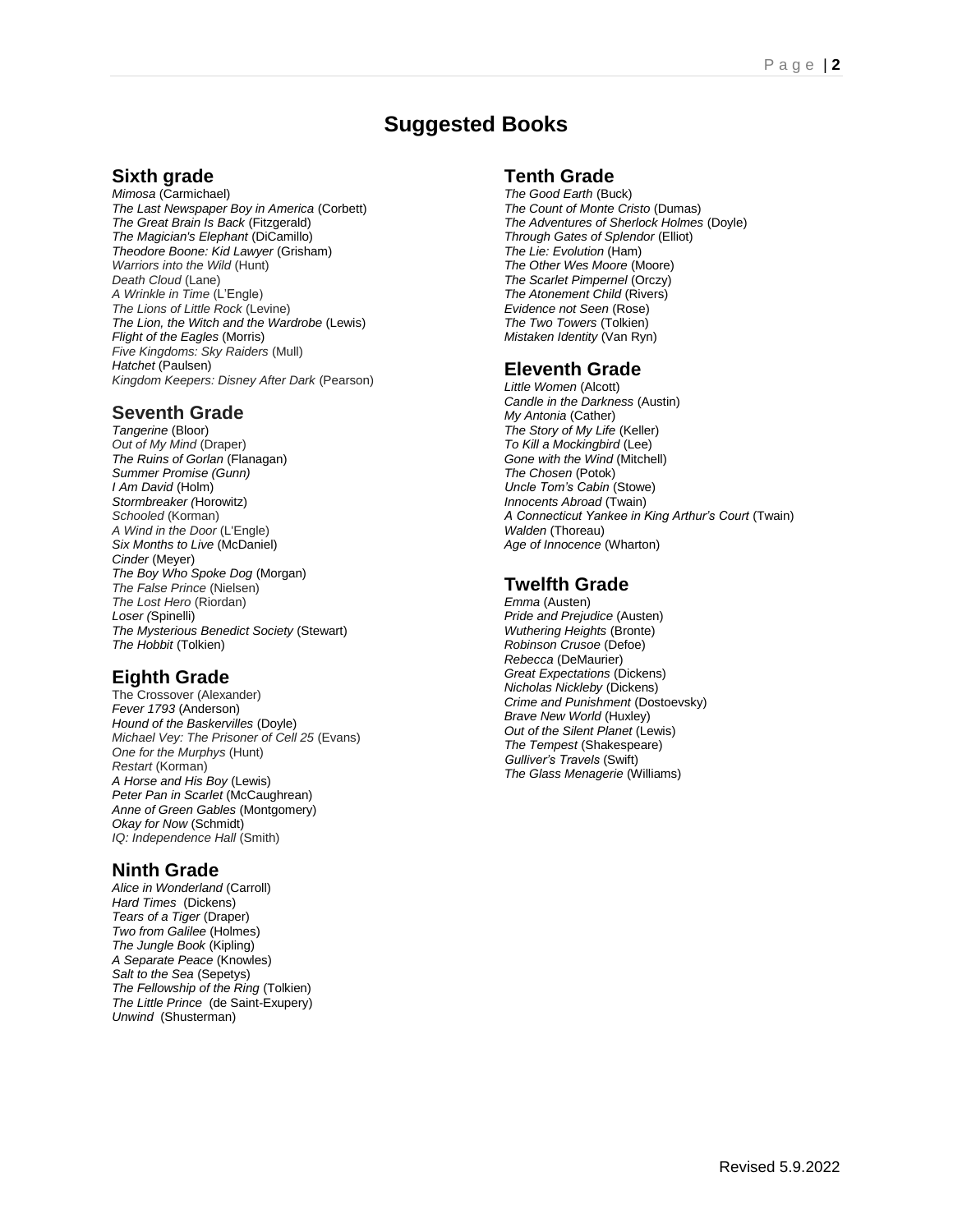# Suggested Books

## Sixth grade

*Mimosa* (Carmichael)
*The Last Newspaper Boy in America* (Corbett)
*The Great Brain Is Back* (Fitzgerald)
*The Magician's Elephant* (DiCamillo)
*Theodore Boone: Kid Lawyer* (Grisham)
*Warriors into the Wild* (Hunt)
*Death Cloud* (Lane)
*A Wrinkle in Time* (L'Engle)
*The Lions of Little Rock* (Levine)
*The Lion, the Witch and the Wardrobe* (Lewis)
*Flight of the Eagles* (Morris)
*Five Kingdoms: Sky Raiders* (Mull)
*Hatchet* (Paulsen)
*Kingdom Keepers: Disney After Dark* (Pearson)

## Seventh Grade

*Tangerine* (Bloor)
*Out of My Mind* (Draper)
*The Ruins of Gorlan* (Flanagan)
*Summer Promise (Gunn)*
*I Am David* (Holm)
*Stormbreaker (*Horowitz)
*Schooled* (Korman)
*A Wind in the Door* (L'Engle)
*Six Months to Live* (McDaniel)
*Cinder* (Meyer)
*The Boy Who Spoke Dog* (Morgan)
*The False Prince* (Nielsen)
*The Lost Hero* (Riordan)
*Loser (*Spinelli)
*The Mysterious Benedict Society* (Stewart)
*The Hobbit* (Tolkien)

## Eighth Grade

The Crossover (Alexander)
*Fever 1793* (Anderson)
*Hound of the Baskervilles* (Doyle)
*Michael Vey: The Prisoner of Cell 25* (Evans)
*One for the Murphys* (Hunt)
*Restart* (Korman)
*A Horse and His Boy* (Lewis)
*Peter Pan in Scarlet* (McCaughrean)
*Anne of Green Gables* (Montgomery)
*Okay for Now* (Schmidt)
*IQ: Independence Hall* (Smith)

## Ninth Grade

*Alice in Wonderland* (Carroll)
*Hard Times* (Dickens)
*Tears of a Tiger* (Draper)
*Two from Galilee* (Holmes)
*The Jungle Book* (Kipling)
*A Separate Peace* (Knowles)
*Salt to the Sea* (Sepetys)
*The Fellowship of the Ring* (Tolkien)
*The Little Prince* (de Saint-Exupery)
*Unwind* (Shusterman)

## Tenth Grade

*The Good Earth* (Buck)
*The Count of Monte Cristo* (Dumas)
*The Adventures of Sherlock Holmes* (Doyle)
*Through Gates of Splendor* (Elliot)
*The Lie: Evolution* (Ham)
*The Other Wes Moore* (Moore)
*The Scarlet Pimpernel* (Orczy)
*The Atonement Child* (Rivers)
*Evidence not Seen* (Rose)
*The Two Towers* (Tolkien)
*Mistaken Identity* (Van Ryn)

## Eleventh Grade

*Little Women* (Alcott)
*Candle in the Darkness* (Austin)
*My Antonia* (Cather)
*The Story of My Life* (Keller)
*To Kill a Mockingbird* (Lee)
*Gone with the Wind* (Mitchell)
*The Chosen* (Potok)
*Uncle Tom's Cabin* (Stowe)
*Innocents Abroad* (Twain)
*A Connecticut Yankee in King Arthur's Court* (Twain)
*Walden* (Thoreau)
*Age of Innocence* (Wharton)

## Twelfth Grade

*Emma* (Austen)
*Pride and Prejudice* (Austen)
*Wuthering Heights* (Bronte)
*Robinson Crusoe* (Defoe)
*Rebecca* (DeMaurier)
*Great Expectations* (Dickens)
*Nicholas Nickleby* (Dickens)
*Crime and Punishment* (Dostoevsky)
*Brave New World* (Huxley)
*Out of the Silent Planet* (Lewis)
*The Tempest* (Shakespeare)
*Gulliver's Travels* (Swift)
*The Glass Menagerie* (Williams)

Revised 5.9.2022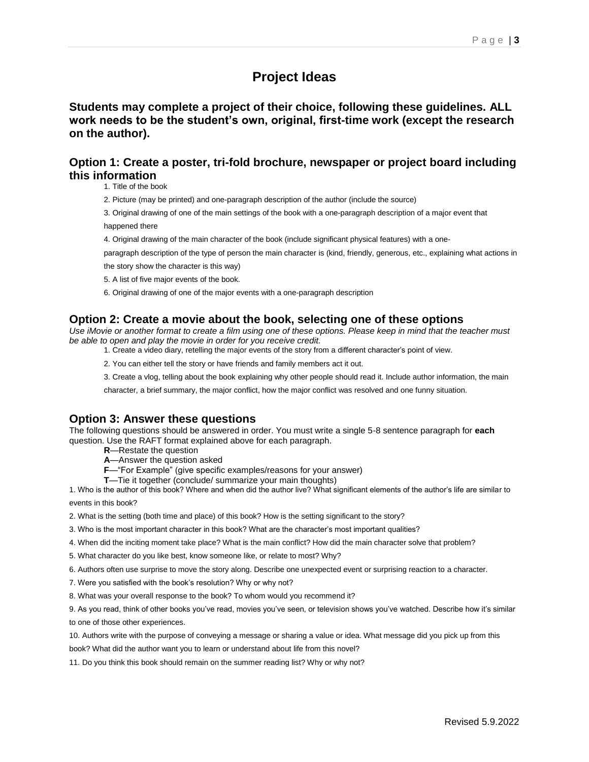# Project Ideas

**Students may complete a project of their choice, following these guidelines. ALL work needs to be the student's own, original, first-time work (except the research on the author).**

## Option 1: Create a poster, tri-fold brochure, newspaper or project board including this information

1. Title of the book
2. Picture (may be printed) and one-paragraph description of the author (include the source)
3. Original drawing of one of the main settings of the book with a one-paragraph description of a major event that happened there
4. Original drawing of the main character of the book (include significant physical features) with a one-paragraph description of the type of person the main character is (kind, friendly, generous, etc., explaining what actions in the story show the character is this way)
5. A list of five major events of the book.
6. Original drawing of one of the major events with a one-paragraph description

## Option 2: Create a movie about the book, selecting one of these options

*Use iMovie or another format to create a film using one of these options. Please keep in mind that the teacher must be able to open and play the movie in order for you receive credit.*

1. Create a video diary, retelling the major events of the story from a different character's point of view.
2. You can either tell the story or have friends and family members act it out.
3. Create a vlog, telling about the book explaining why other people should read it. Include author information, the main character, a brief summary, the major conflict, how the major conflict was resolved and one funny situation.

## Option 3: Answer these questions

The following questions should be answered in order. You must write a single 5-8 sentence paragraph for **each** question. Use the RAFT format explained above for each paragraph.

**R**—Restate the question
**A**—Answer the question asked
**F**—"For Example" (give specific examples/reasons for your answer)
**T**—Tie it together (conclude/ summarize your main thoughts)

1. Who is the author of this book? Where and when did the author live? What significant elements of the author's life are similar to events in this book?
2. What is the setting (both time and place) of this book? How is the setting significant to the story?
3. Who is the most important character in this book? What are the character's most important qualities?
4. When did the inciting moment take place? What is the main conflict? How did the main character solve that problem?
5. What character do you like best, know someone like, or relate to most? Why?
6. Authors often use surprise to move the story along. Describe one unexpected event or surprising reaction to a character.
7. Were you satisfied with the book's resolution? Why or why not?
8. What was your overall response to the book? To whom would you recommend it?
9. As you read, think of other books you've read, movies you've seen, or television shows you've watched. Describe how it's similar to one of those other experiences.
10. Authors write with the purpose of conveying a message or sharing a value or idea. What message did you pick up from this book? What did the author want you to learn or understand about life from this novel?
11. Do you think this book should remain on the summer reading list? Why or why not?

Revised 5.9.2022